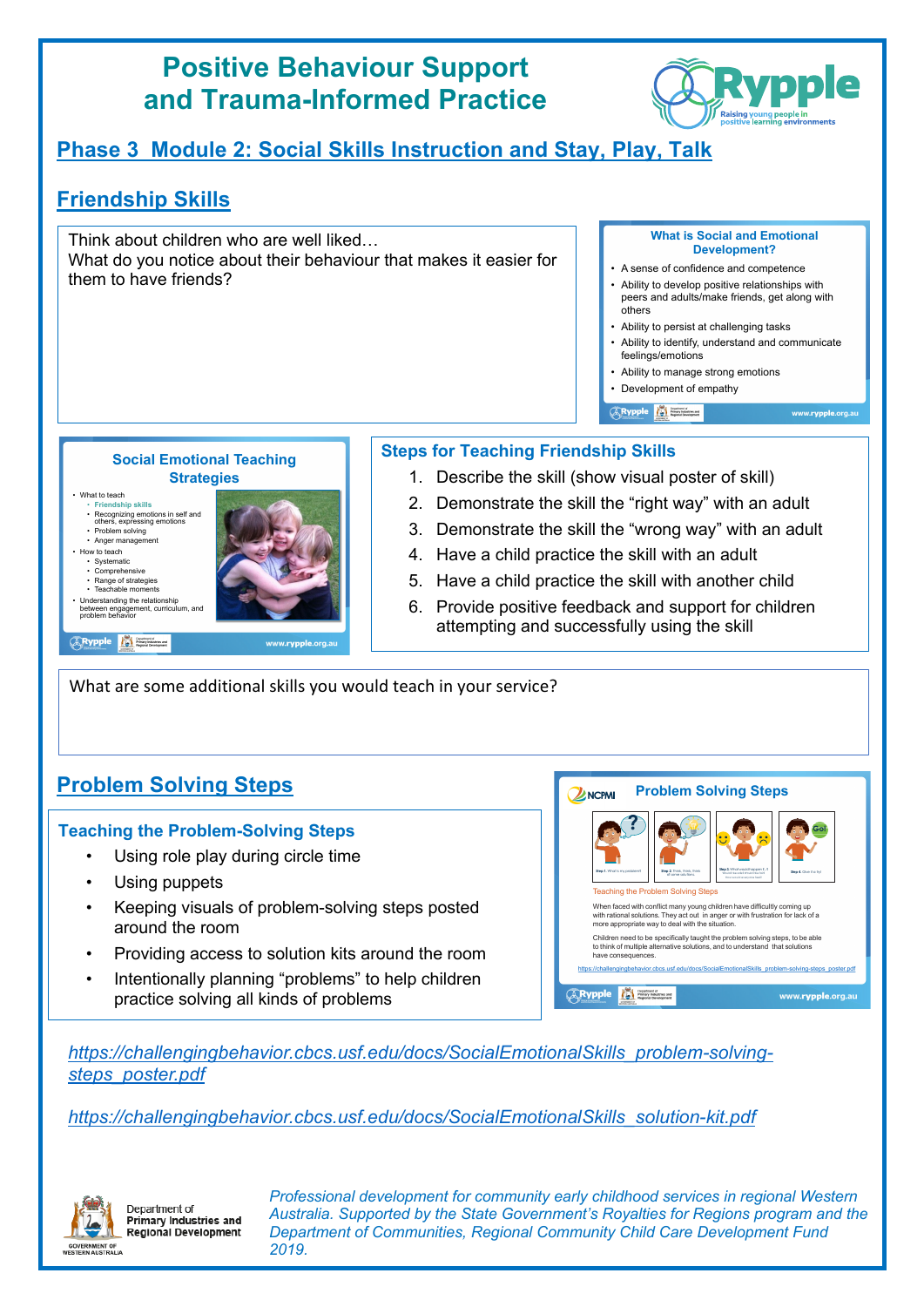# Positive Behaviour Support and Trauma-Informed Practice

Rypple
Raising young people in positive learning environments

## Phase 3 Module 2: Social Skills Instruction and Stay, Play, Talk

## Friendship Skills

Think about children who are well liked…
What do you notice about their behaviour that makes it easier for them to have friends?

**What is Social and Emotional Development?**

- A sense of confidence and competence
- Ability to develop positive relationships with peers and adults/make friends, get along with others
- Ability to persist at challenging tasks
- Ability to identify, understand and communicate feelings/emotions
- Ability to manage strong emotions
- Development of empathy

www.rypple.org.au

**Social Emotional Teaching Strategies**

- What to teach
  - Friendship skills
  - Recognizing emotions in self and others, expressing emotions
  - Problem solving
  - Anger management
- How to teach
  - Systematic
  - Comprehensive
  - Range of strategies
  - Teachable moments
- Understanding the relationship between engagement, curriculum, and problem behavior

www.rypple.org.au

### Steps for Teaching Friendship Skills

1. Describe the skill (show visual poster of skill)
2. Demonstrate the skill the "right way" with an adult
3. Demonstrate the skill the "wrong way" with an adult
4. Have a child practice the skill with an adult
5. Have a child practice the skill with another child
6. Provide positive feedback and support for children attempting and successfully using the skill

What are some additional skills you would teach in your service?

## Problem Solving Steps

### Teaching the Problem-Solving Steps

- Using role play during circle time
- Using puppets
- Keeping visuals of problem-solving steps posted around the room
- Providing access to solution kits around the room
- Intentionally planning "problems" to help children practice solving all kinds of problems

**NCPMI Problem Solving Steps**

Step 1: What is my problem? Step 2: Think, think, think of some solutions. Step 3: What would happen if...? Step 4: Give it a try!

Teaching the Problem Solving Steps

When faced with conflict many young children have difficulty coming up with rational solutions. They act out in anger or with frustration for lack of a more appropriate way to deal with the situation.

Children need to be specifically taught the problem solving steps, to be able to think of multiple alternative solutions, and to understand that solutions have consequences.

https://challengingbehavior.cbcs.usf.edu/docs/SocialEmotionalSkills_problem-solving-steps_poster.pdf

www.rypple.org.au

*https://challengingbehavior.cbcs.usf.edu/docs/SocialEmotionalSkills_problem-solving-steps_poster.pdf*

*https://challengingbehavior.cbcs.usf.edu/docs/SocialEmotionalSkills_solution-kit.pdf*

Department of Primary Industries and Regional Development
GOVERNMENT OF WESTERN AUSTRALIA

*Professional development for community early childhood services in regional Western Australia. Supported by the State Government's Royalties for Regions program and the Department of Communities, Regional Community Child Care Development Fund 2019.*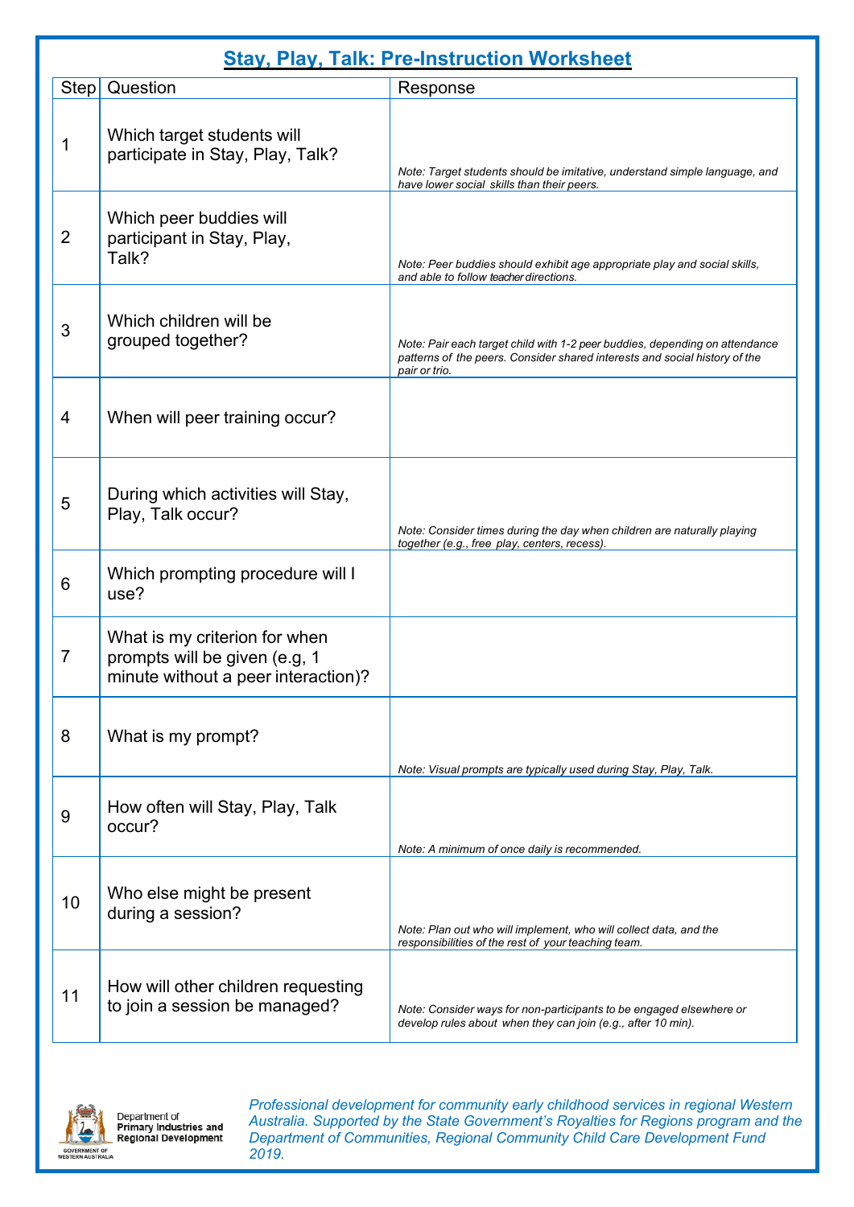## Stay, Play, Talk: Pre-Instruction Worksheet

| Step | Question | Response |
|---|---|---|
| 1 | Which target students will participate in Stay, Play, Talk? | *Note: Target students should be imitative, understand simple language, and have lower social skills than their peers.* |
| 2 | Which peer buddies will participant in Stay, Play, Talk? | *Note: Peer buddies should exhibit age appropriate play and social skills, and able to follow teacher directions.* |
| 3 | Which children will be grouped together? | *Note: Pair each target child with 1-2 peer buddies, depending on attendance patterns of the peers. Consider shared interests and social history of the pair or trio.* |
| 4 | When will peer training occur? | |
| 5 | During which activities will Stay, Play, Talk occur? | *Note: Consider times during the day when children are naturally playing together (e.g., free play, centers, recess).* |
| 6 | Which prompting procedure will I use? | |
| 7 | What is my criterion for when prompts will be given (e.g, 1 minute without a peer interaction)? | |
| 8 | What is my prompt? | *Note: Visual prompts are typically used during Stay, Play, Talk.* |
| 9 | How often will Stay, Play, Talk occur? | *Note: A minimum of once daily is recommended.* |
| 10 | Who else might be present during a session? | *Note: Plan out who will implement, who will collect data, and the responsibilities of the rest of your teaching team.* |
| 11 | How will other children requesting to join a session be managed? | *Note: Consider ways for non-participants to be engaged elsewhere or develop rules about when they can join (e.g., after 10 min).* |

Department of Primary Industries and Regional Development

GOVERNMENT OF WESTERN AUSTRALIA

*Professional development for community early childhood services in regional Western Australia. Supported by the State Government's Royalties for Regions program and the Department of Communities, Regional Community Child Care Development Fund 2019.*